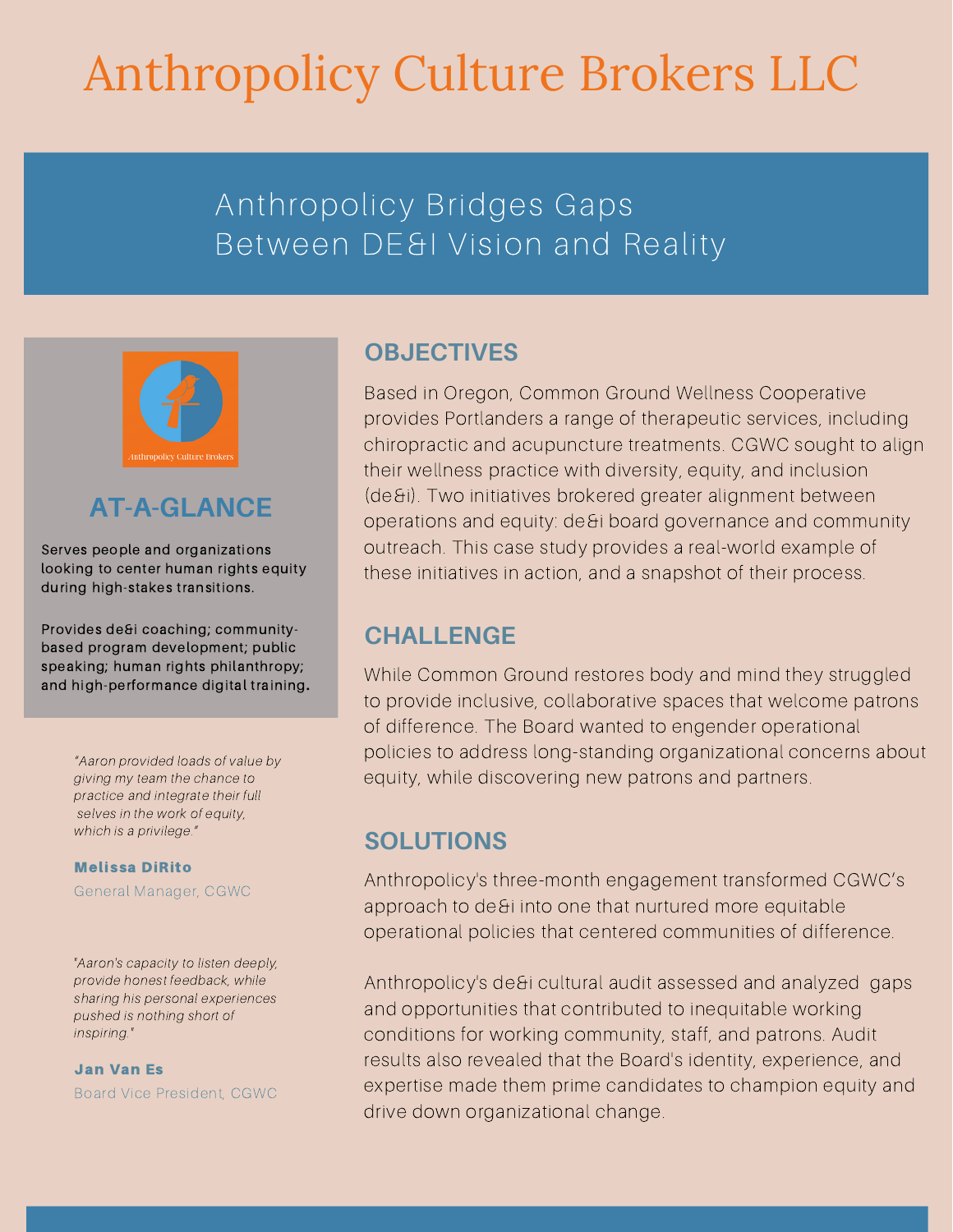# Anthropolicy Culture Brokers LLC

## Anthropolicy Bridges Gaps Between DE&I Vision and Reality

Anthropolicy Culture Brokers

### AT-A-GLANCE

Serves people and organizations looking to center human rights equity during high-stakes transitions.

Provides de&i coaching; community-based program development; public speaking; human rights philanthropy; and high-performance digital training.

*"Aaron provided loads of value by giving my team the chance to practice and integrate their full selves in the work of equity, which is a privilege."*

**Melissa DiRito**
General Manager, CGWC

*"Aaron's capacity to listen deeply, provide honest feedback, while sharing his personal experiences pushed is nothing short of inspiring."*

**Jan Van Es**
Board Vice President, CGWC

### OBJECTIVES

Based in Oregon, Common Ground Wellness Cooperative provides Portlanders a range of therapeutic services, including chiropractic and acupuncture treatments. CGWC sought to align their wellness practice with diversity, equity, and inclusion (de&i). Two initiatives brokered greater alignment between operations and equity: de&i board governance and community outreach. This case study provides a real-world example of these initiatives in action, and a snapshot of their process.

### CHALLENGE

While Common Ground restores body and mind they struggled to provide inclusive, collaborative spaces that welcome patrons of difference. The Board wanted to engender operational policies to address long-standing organizational concerns about equity, while discovering new patrons and partners.

### SOLUTIONS

Anthropolicy's three-month engagement transformed CGWC's approach to de&i into one that nurtured more equitable operational policies that centered communities of difference.

Anthropolicy's de&i cultural audit assessed and analyzed gaps and opportunities that contributed to inequitable working conditions for working community, staff, and patrons. Audit results also revealed that the Board's identity, experience, and expertise made them prime candidates to champion equity and drive down organizational change.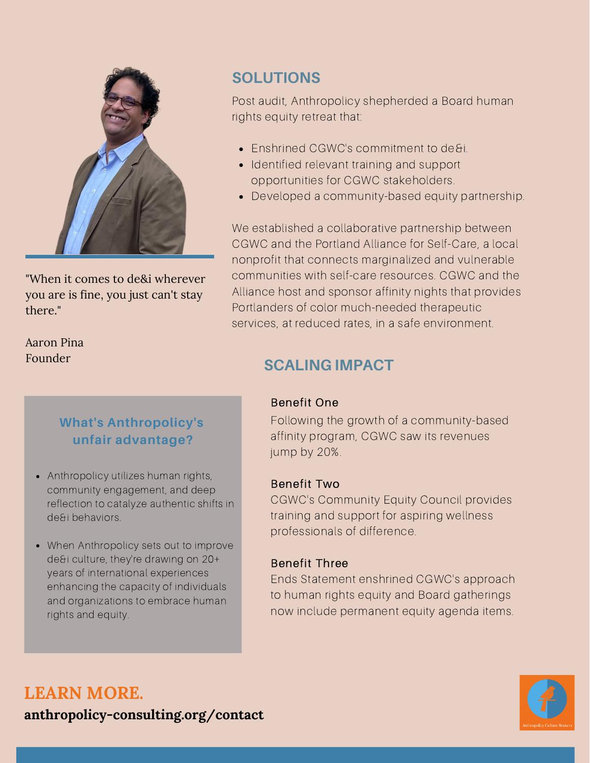"When it comes to de&i wherever you are is fine, you just can't stay there."

Aaron Pina
Founder

## SOLUTIONS

Post audit, Anthropolicy shepherded a Board human rights equity retreat that:

- Enshrined CGWC's commitment to de&i.
- Identified relevant training and support opportunities for CGWC stakeholders.
- Developed a community-based equity partnership.

We established a collaborative partnership between CGWC and the Portland Alliance for Self-Care, a local nonprofit that connects marginalized and vulnerable communities with self-care resources. CGWC and the Alliance host and sponsor affinity nights that provides Portlanders of color much-needed therapeutic services, at reduced rates, in a safe environment.

## SCALING IMPACT

### Benefit One

Following the growth of a community-based affinity program, CGWC saw its revenues jump by 20%.

### Benefit Two

CGWC's Community Equity Council provides training and support for aspiring wellness professionals of difference.

### Benefit Three

Ends Statement enshrined CGWC's approach to human rights equity and Board gatherings now include permanent equity agenda items.

### What's Anthropolicy's unfair advantage?

- Anthropolicy utilizes human rights, community engagement, and deep reflection to catalyze authentic shifts in de&i behaviors.
- When Anthropolicy sets out to improve de&i culture, they're drawing on 20+ years of international experiences enhancing the capacity of individuals and organizations to embrace human rights and equity.

## LEARN MORE.

**anthropolicy-consulting.org/contact**

Anthropolicy Culture Brokers